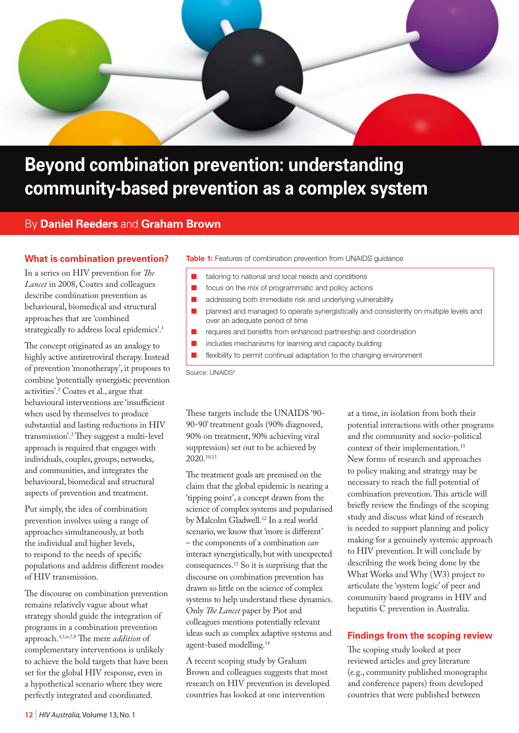# Beyond combination prevention: understanding community-based prevention as a complex system

By **Daniel Reeders** and **Graham Brown**

## What is combination prevention?

In a series on HIV prevention for *The Lancet* in 2008, Coates and colleagues describe combination prevention as behavioural, biomedical and structural approaches that are 'combined strategically to address local epidemics'.[1]

The concept originated as an analogy to highly active antiretroviral therapy. Instead of prevention 'monotherapy', it proposes to combine 'potentially synergistic prevention activities'.[2] Coates et al., argue that behavioural interventions are 'insufficient when used by themselves to produce substantial and lasting reductions in HIV transmission'.[3] They suggest a multi-level approach is required that engages with individuals, couples, groups, networks, and communities, and integrates the behavioural, biomedical and structural aspects of prevention and treatment.

Put simply, the idea of combination prevention involves using a range of approaches simultaneously, at both the individual and higher levels, to respond to the needs of specific populations and address different modes of HIV transmission.

The discourse on combination prevention remains relatively vague about what strategy should guide the integration of programs in a combination prevention approach.[4,5,6,7,8] The mere *addition* of complementary interventions is unlikely to achieve the bold targets that have been set for the global HIV response, even in a hypothetical scenario where they were perfectly integrated and coordinated.

**Table 1:** Features of combination prevention from UNAIDS guidance

- tailoring to national and local needs and conditions
- focus on the *mix* of programmatic and policy actions
- addressing both immediate risk and underlying vulnerability
- planned and managed to operate synergistically and consistently on multiple levels and over an adequate period of time
- requires and benefits from enhanced partnership and coordination
- includes mechanisms for learning and capacity building
- flexibility to permit continual adaptation to the changing environment

Source: UNAIDS[9]

These targets include the UNAIDS '90-90-90' treatment goals (90% diagnosed, 90% on treatment, 90% achieving viral suppression) set out to be achieved by 2020.[10,11]

The treatment goals are premised on the claim that the global epidemic is nearing a 'tipping point', a concept drawn from the science of complex systems and popularised by Malcolm Gladwell.[12] In a real world scenario, we know that 'more is different' – the components of a combination *can* interact synergistically, but with unexpected consequences.[13] So it is surprising that the discourse on combination prevention has drawn so little on the science of complex systems to help understand these dynamics. Only *The Lancet* paper by Piot and colleagues mentions potentially relevant ideas such as complex adaptive systems and agent-based modelling.[14]

A recent scoping study by Graham Brown and colleagues suggests that most research on HIV prevention in developed countries has looked at one intervention at a time, in isolation from both their potential interactions with other programs and the community and socio-political context of their implementation.[15] New forms of research and approaches to policy making and strategy may be necessary to reach the full potential of combination prevention. This article will briefly review the findings of the scoping study and discuss what kind of research is needed to support planning and policy making for a genuinely systemic approach to HIV prevention. It will conclude by describing the work being done by the What Works and Why (W3) project to articulate the 'system logic' of peer and community based programs in HIV and hepatitis C prevention in Australia.

## Findings from the scoping review

The scoping study looked at peer reviewed articles and grey literature (e.g., community published monographs and conference papers) from developed countries that were published between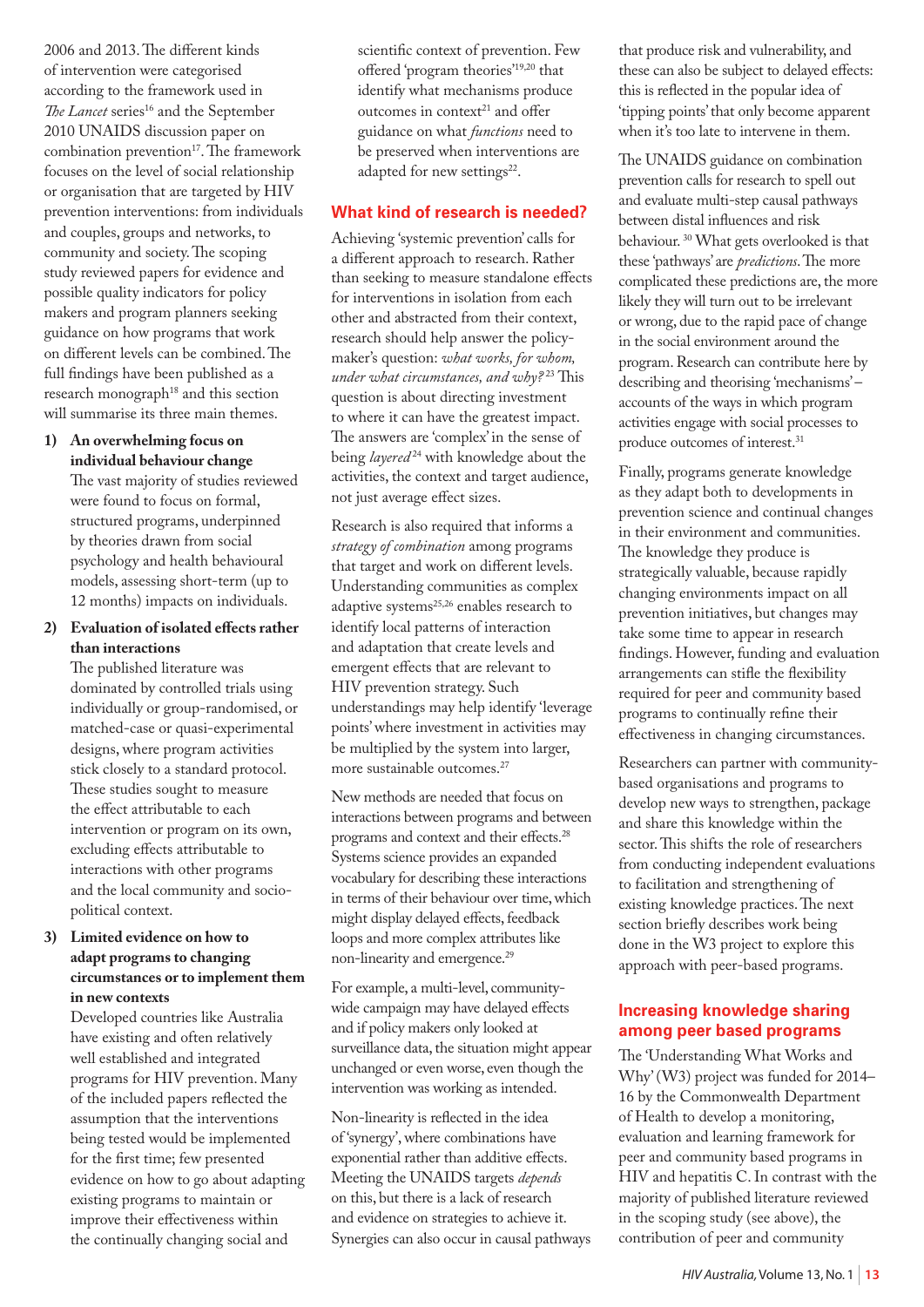2006 and 2013. The different kinds of intervention were categorised according to the framework used in *The Lancet* series[16] and the September 2010 UNAIDS discussion paper on combination prevention[17]. The framework focuses on the level of social relationship or organisation that are targeted by HIV prevention interventions: from individuals and couples, groups and networks, to community and society. The scoping study reviewed papers for evidence and possible quality indicators for policy makers and program planners seeking guidance on how programs that work on different levels can be combined. The full findings have been published as a research monograph[18] and this section will summarise its three main themes.

1) **An overwhelming focus on individual behaviour change**
   The vast majority of studies reviewed were found to focus on formal, structured programs, underpinned by theories drawn from social psychology and health behavioural models, assessing short-term (up to 12 months) impacts on individuals.

2) **Evaluation of isolated effects rather than interactions**
   The published literature was dominated by controlled trials using individually or group-randomised, or matched-case or quasi-experimental designs, where program activities stick closely to a standard protocol. These studies sought to measure the effect attributable to each intervention or program on its own, excluding effects attributable to interactions with other programs and the local community and socio-political context.

3) **Limited evidence on how to adapt programs to changing circumstances or to implement them in new contexts**
   Developed countries like Australia have existing and often relatively well established and integrated programs for HIV prevention. Many of the included papers reflected the assumption that the interventions being tested would be implemented for the first time; few presented evidence on how to go about adapting existing programs to maintain or improve their effectiveness within the continually changing social and scientific context of prevention. Few offered 'program theories'[19,20] that identify what mechanisms produce outcomes in context[21] and offer guidance on what *functions* need to be preserved when interventions are adapted for new settings[22].

## What kind of research is needed?

Achieving 'systemic prevention' calls for a different approach to research. Rather than seeking to measure standalone effects for interventions in isolation from each other and abstracted from their context, research should help answer the policy-maker's question: *what works, for whom, under what circumstances, and why?*[23] This question is about directing investment to where it can have the greatest impact. The answers are 'complex' in the sense of being *layered*[24] with knowledge about the activities, the context and target audience, not just average effect sizes.

Research is also required that informs a *strategy of combination* among programs that target and work on different levels. Understanding communities as complex adaptive systems[25,26] enables research to identify local patterns of interaction and adaptation that create levels and emergent effects that are relevant to HIV prevention strategy. Such understandings may help identify 'leverage points' where investment in activities may be multiplied by the system into larger, more sustainable outcomes.[27]

New methods are needed that focus on interactions between programs and between programs and context and their effects.[28] Systems science provides an expanded vocabulary for describing these interactions in terms of their behaviour over time, which might display delayed effects, feedback loops and more complex attributes like non-linearity and emergence.[29]

For example, a multi-level, community-wide campaign may have delayed effects and if policy makers only looked at surveillance data, the situation might appear unchanged or even worse, even though the intervention was working as intended.

Non-linearity is reflected in the idea of 'synergy', where combinations have exponential rather than additive effects. Meeting the UNAIDS targets *depends* on this, but there is a lack of research and evidence on strategies to achieve it. Synergies can also occur in causal pathways that produce risk and vulnerability, and these can also be subject to delayed effects: this is reflected in the popular idea of 'tipping points' that only become apparent when it's too late to intervene in them.

The UNAIDS guidance on combination prevention calls for research to spell out and evaluate multi-step causal pathways between distal influences and risk behaviour. [30] What gets overlooked is that these 'pathways' are *predictions*. The more complicated these predictions are, the more likely they will turn out to be irrelevant or wrong, due to the rapid pace of change in the social environment around the program. Research can contribute here by describing and theorising 'mechanisms' – accounts of the ways in which program activities engage with social processes to produce outcomes of interest.[31]

Finally, programs generate knowledge as they adapt both to developments in prevention science and continual changes in their environment and communities. The knowledge they produce is strategically valuable, because rapidly changing environments impact on all prevention initiatives, but changes may take some time to appear in research findings. However, funding and evaluation arrangements can stifle the flexibility required for peer and community based programs to continually refine their effectiveness in changing circumstances.

Researchers can partner with community-based organisations and programs to develop new ways to strengthen, package and share this knowledge within the sector. This shifts the role of researchers from conducting independent evaluations to facilitation and strengthening of existing knowledge practices. The next section briefly describes work being done in the W3 project to explore this approach with peer-based programs.

## Increasing knowledge sharing among peer based programs

The 'Understanding What Works and Why' (W3) project was funded for 2014–16 by the Commonwealth Department of Health to develop a monitoring, evaluation and learning framework for peer and community based programs in HIV and hepatitis C. In contrast with the majority of published literature reviewed in the scoping study (see above), the contribution of peer and community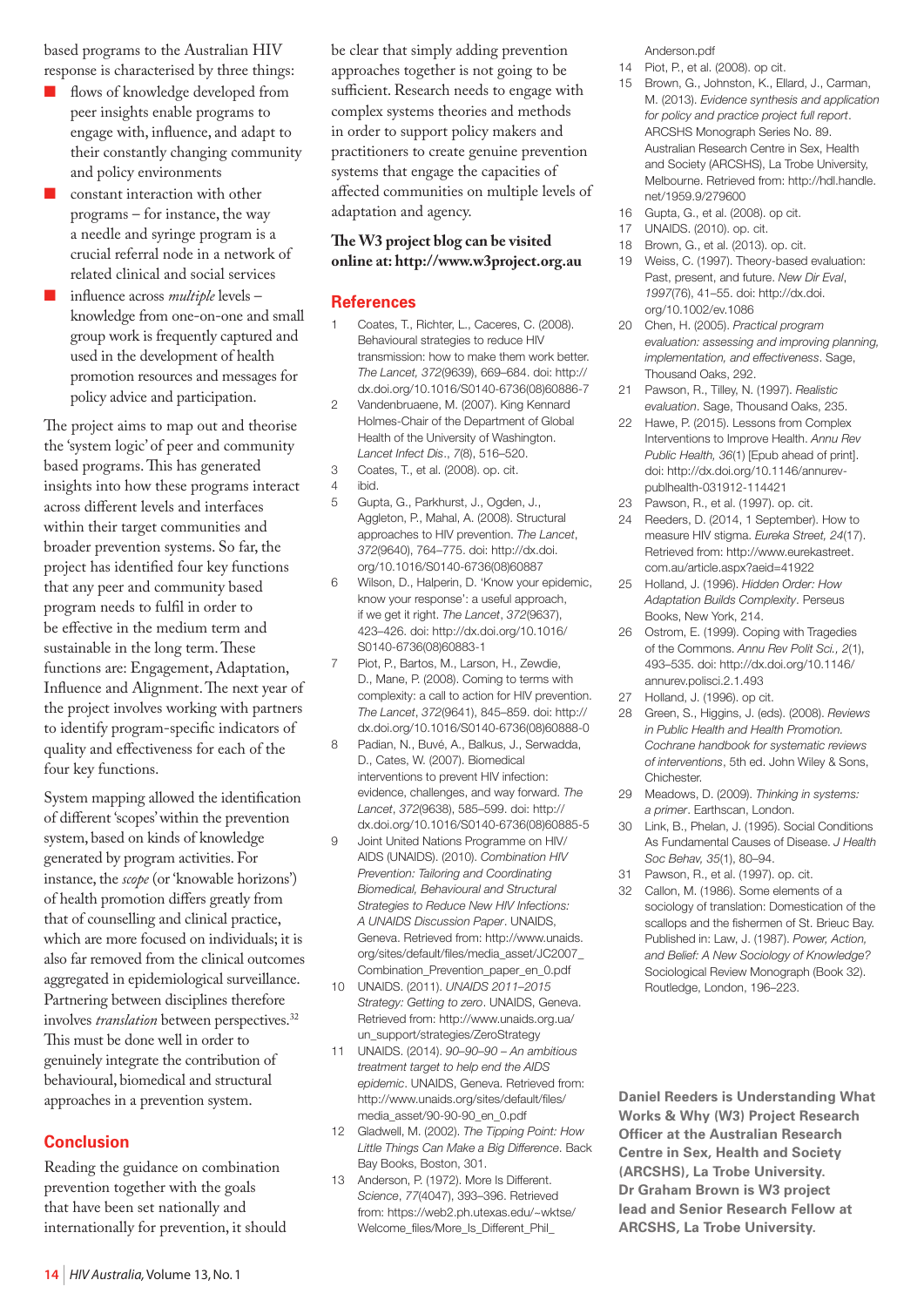based programs to the Australian HIV response is characterised by three things:

- flows of knowledge developed from peer insights enable programs to engage with, influence, and adapt to their constantly changing community and policy environments
- constant interaction with other programs – for instance, the way a needle and syringe program is a crucial referral node in a network of related clinical and social services
- influence across *multiple* levels – knowledge from one-on-one and small group work is frequently captured and used in the development of health promotion resources and messages for policy advice and participation.

The project aims to map out and theorise the 'system logic' of peer and community based programs. This has generated insights into how these programs interact across different levels and interfaces within their target communities and broader prevention systems. So far, the project has identified four key functions that any peer and community based program needs to fulfil in order to be effective in the medium term and sustainable in the long term. These functions are: Engagement, Adaptation, Influence and Alignment. The next year of the project involves working with partners to identify program-specific indicators of quality and effectiveness for each of the four key functions.

System mapping allowed the identification of different 'scopes' within the prevention system, based on kinds of knowledge generated by program activities. For instance, the *scope* (or 'knowable horizons') of health promotion differs greatly from that of counselling and clinical practice, which are more focused on individuals; it is also far removed from the clinical outcomes aggregated in epidemiological surveillance. Partnering between disciplines therefore involves *translation* between perspectives.[32] This must be done well in order to genuinely integrate the contribution of behavioural, biomedical and structural approaches in a prevention system.

## Conclusion

Reading the guidance on combination prevention together with the goals that have been set nationally and internationally for prevention, it should be clear that simply adding prevention approaches together is not going to be sufficient. Research needs to engage with complex systems theories and methods in order to support policy makers and practitioners to create genuine prevention systems that engage the capacities of affected communities on multiple levels of adaptation and agency.

**The W3 project blog can be visited online at: http://www.w3project.org.au**

## References

1. Coates, T., Richter, L., Caceres, C. (2008). Behavioural strategies to reduce HIV transmission: how to make them work better. *The Lancet, 372*(9639), 669–684. doi: http://dx.doi.org/10.1016/S0140-6736(08)60886-7
2. Vandenbruaene, M. (2007). King Kennard Holmes-Chair of the Department of Global Health of the University of Washington. *Lancet Infect Dis*., *7*(8), 516–520.
3. Coates, T., et al. (2008). op. cit.
4. ibid.
5. Gupta, G., Parkhurst, J., Ogden, J., Aggleton, P., Mahal, A. (2008). Structural approaches to HIV prevention. *The Lancet*, *372*(9640), 764–775. doi: http://dx.doi.org/10.1016/S0140-6736(08)60887
6. Wilson, D., Halperin, D. 'Know your epidemic, know your response': a useful approach, if we get it right. *The Lancet*, *372*(9637), 423–426. doi: http://dx.doi.org/10.1016/S0140-6736(08)60883-1
7. Piot, P., Bartos, M., Larson, H., Zewdie, D., Mane, P. (2008). Coming to terms with complexity: a call to action for HIV prevention. *The Lancet*, *372*(9641), 845–859. doi: http://dx.doi.org/10.1016/S0140-6736(08)60888-0
8. Padian, N., Buvé, A., Balkus, J., Serwadda, D., Cates, W. (2007). Biomedical interventions to prevent HIV infection: evidence, challenges, and way forward. *The Lancet*, *372*(9638), 585–599. doi: http://dx.doi.org/10.1016/S0140-6736(08)60885-5
9. Joint United Nations Programme on HIV/AIDS (UNAIDS). (2010). *Combination HIV Prevention: Tailoring and Coordinating Biomedical, Behavioural and Structural Strategies to Reduce New HIV Infections: A UNAIDS Discussion Paper*. UNAIDS, Geneva. Retrieved from: http://www.unaids.org/sites/default/files/media_asset/JC2007_Combination_Prevention_paper_en_0.pdf
10. UNAIDS. (2011). *UNAIDS 2011–2015 Strategy: Getting to zero*. UNAIDS, Geneva. Retrieved from: http://www.unaids.org.ua/un_support/strategies/ZeroStrategy
11. UNAIDS. (2014). *90–90–90 – An ambitious treatment target to help end the AIDS epidemic*. UNAIDS, Geneva. Retrieved from: http://www.unaids.org/sites/default/files/media_asset/90-90-90_en_0.pdf
12. Gladwell, M. (2002). *The Tipping Point: How Little Things Can Make a Big Difference*. Back Bay Books, Boston, 301.
13. Anderson, P. (1972). More Is Different. *Science*, *77*(4047), 393–396. Retrieved from: https://web2.ph.utexas.edu/~wktse/Welcome_files/More_Is_Different_Phil_Anderson.pdf
14. Piot, P., et al. (2008). op cit.
15. Brown, G., Johnston, K., Ellard, J., Carman, M. (2013). *Evidence synthesis and application for policy and practice project full report*. ARCSHS Monograph Series No. 89. Australian Research Centre in Sex, Health and Society (ARCSHS), La Trobe University, Melbourne. Retrieved from: http://hdl.handle.net/1959.9/279600
16. Gupta, G., et al. (2008). op cit.
17. UNAIDS. (2010). op. cit.
18. Brown, G., et al. (2013). op. cit.
19. Weiss, C. (1997). Theory-based evaluation: Past, present, and future. *New Dir Eval*, *1997*(76), 41–55. doi: http://dx.doi.org/10.1002/ev.1086
20. Chen, H. (2005). *Practical program evaluation: assessing and improving planning, implementation, and effectiveness*. Sage, Thousand Oaks, 292.
21. Pawson, R., Tilley, N. (1997). *Realistic evaluation*. Sage, Thousand Oaks, 235.
22. Hawe, P. (2015). Lessons from Complex Interventions to Improve Health. *Annu Rev Public Health, 36*(1) [Epub ahead of print]. doi: http://dx.doi.org/10.1146/annurev-publhealth-031912-114421
23. Pawson, R., et al. (1997). op. cit.
24. Reeders, D. (2014, 1 September). How to measure HIV stigma. *Eureka Street, 24*(17). Retrieved from: http://www.eurekastreet.com.au/article.aspx?aeid=41922
25. Holland, J. (1996). *Hidden Order: How Adaptation Builds Complexity*. Perseus Books, New York, 214.
26. Ostrom, E. (1999). Coping with Tragedies of the Commons. *Annu Rev Polit Sci., 2*(1), 493–535. doi: http://dx.doi.org/10.1146/annurev.polisci.2.1.493
27. Holland, J. (1996). op cit.
28. Green, S., Higgins, J. (eds). (2008). *Reviews in Public Health and Health Promotion. Cochrane handbook for systematic reviews of interventions*, 5th ed. John Wiley & Sons, Chichester.
29. Meadows, D. (2009). *Thinking in systems: a primer*. Earthscan, London.
30. Link, B., Phelan, J. (1995). Social Conditions As Fundamental Causes of Disease. *J Health Soc Behav, 35*(1), 80–94.
31. Pawson, R., et al. (1997). op. cit.
32. Callon, M. (1986). Some elements of a sociology of translation: Domestication of the scallops and the fishermen of St. Brieuc Bay. Published in: Law, J. (1987). *Power, Action, and Belief: A New Sociology of Knowledge?* Sociological Review Monograph (Book 32). Routledge, London, 196–223.

**Daniel Reeders is Understanding What Works & Why (W3) Project Research Officer at the Australian Research Centre in Sex, Health and Society (ARCSHS), La Trobe University. Dr Graham Brown is W3 project lead and Senior Research Fellow at ARCSHS, La Trobe University.**